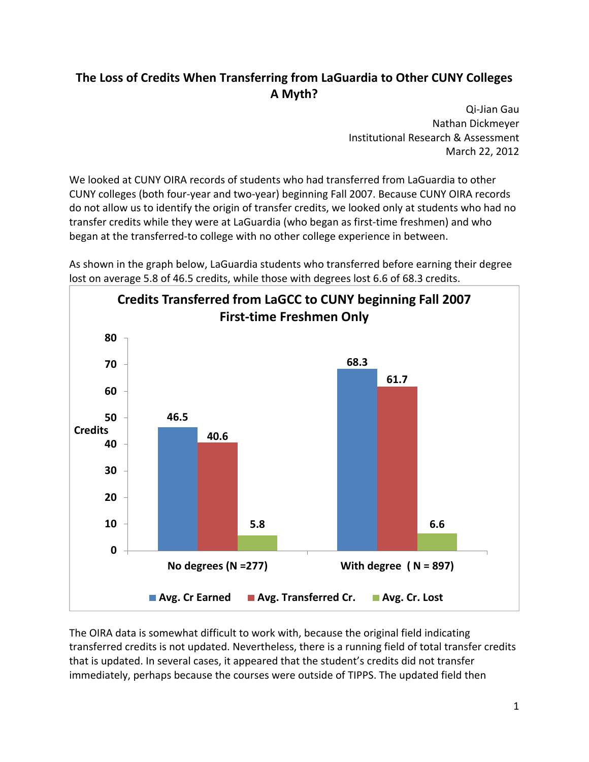# The Loss of Credits When Transferring from LaGuardia to Other CUNY Colleges
# A Myth?

Qi-Jian Gau
Nathan Dickmeyer
Institutional Research & Assessment
March 22, 2012

We looked at CUNY OIRA records of students who had transferred from LaGuardia to other CUNY colleges (both four-year and two-year) beginning Fall 2007. Because CUNY OIRA records do not allow us to identify the origin of transfer credits, we looked only at students who had no transfer credits while they were at LaGuardia (who began as first-time freshmen) and who began at the transferred-to college with no other college experience in between.

As shown in the graph below, LaGuardia students who transferred before earning their degree lost on average 5.8 of 46.5 credits, while those with degrees lost 6.6 of 68.3 credits.

**Credits Transferred from LaGCC to CUNY beginning Fall 2007**
**First-time Freshmen Only**

| Credits | Avg. Cr Earned | Avg. Transferred Cr. | Avg. Cr. Lost |
|---|---|---|---|
| No degrees (N =277) | 46.5 | 40.6 | 5.8 |
| With degree ( N = 897) | 68.3 | 61.7 | 6.6 |

The OIRA data is somewhat difficult to work with, because the original field indicating transferred credits is not updated. Nevertheless, there is a running field of total transfer credits that is updated. In several cases, it appeared that the student's credits did not transfer immediately, perhaps because the courses were outside of TIPPS. The updated field then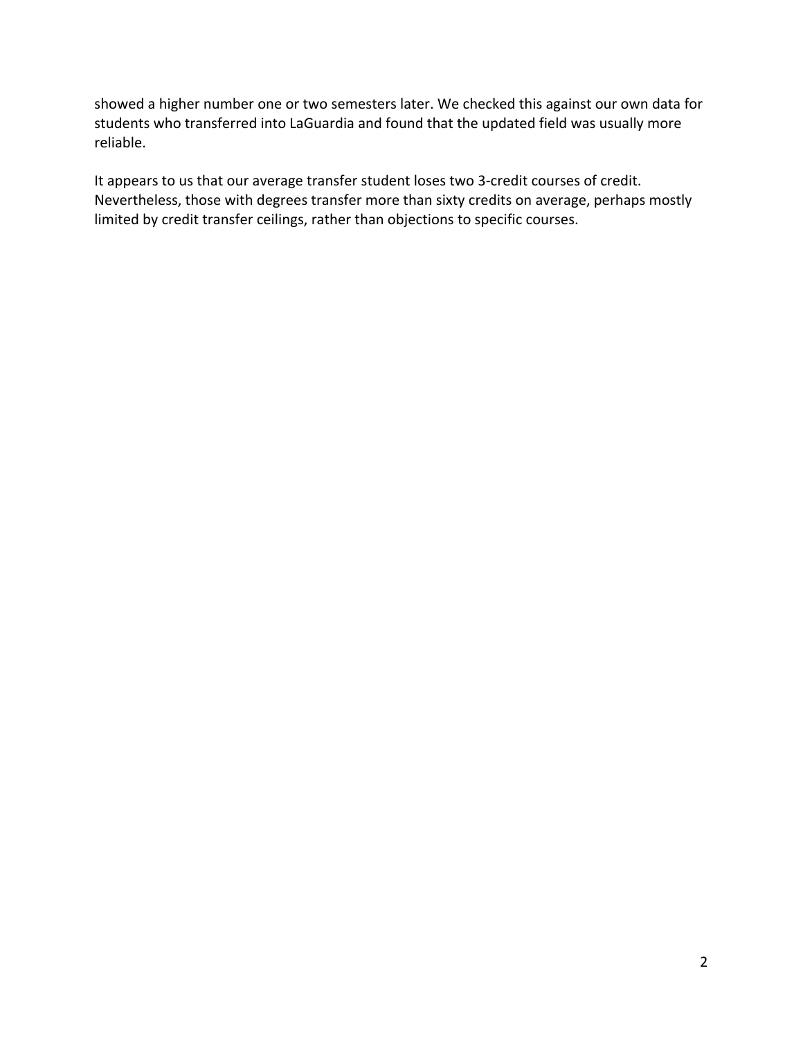showed a higher number one or two semesters later. We checked this against our own data for students who transferred into LaGuardia and found that the updated field was usually more reliable.

It appears to us that our average transfer student loses two 3-credit courses of credit. Nevertheless, those with degrees transfer more than sixty credits on average, perhaps mostly limited by credit transfer ceilings, rather than objections to specific courses.